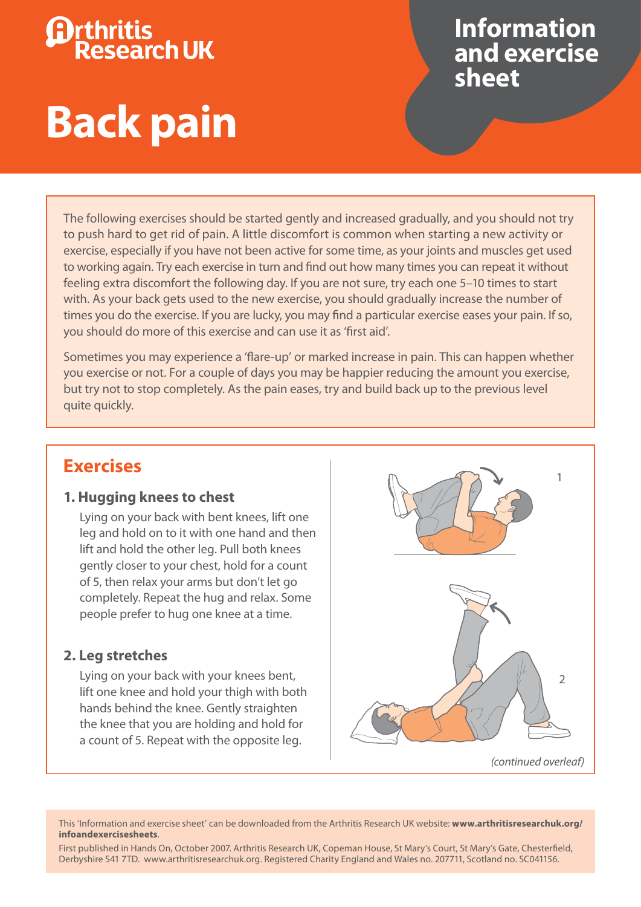Arthritis Research UK

**Information and exercise sheet**

# Back pain

The following exercises should be started gently and increased gradually, and you should not try to push hard to get rid of pain. A little discomfort is common when starting a new activity or exercise, especially if you have not been active for some time, as your joints and muscles get used to working again. Try each exercise in turn and find out how many times you can repeat it without feeling extra discomfort the following day. If you are not sure, try each one 5–10 times to start with. As your back gets used to the new exercise, you should gradually increase the number of times you do the exercise. If you are lucky, you may find a particular exercise eases your pain. If so, you should do more of this exercise and can use it as 'first aid'.

Sometimes you may experience a 'flare-up' or marked increase in pain. This can happen whether you exercise or not. For a couple of days you may be happier reducing the amount you exercise, but try not to stop completely. As the pain eases, try and build back up to the previous level quite quickly.

## Exercises

### 1. Hugging knees to chest

Lying on your back with bent knees, lift one leg and hold on to it with one hand and then lift and hold the other leg. Pull both knees gently closer to your chest, hold for a count of 5, then relax your arms but don't let go completely. Repeat the hug and relax. Some people prefer to hug one knee at a time.

### 2. Leg stretches

Lying on your back with your knees bent, lift one knee and hold your thigh with both hands behind the knee. Gently straighten the knee that you are holding and hold for a count of 5. Repeat with the opposite leg.

1

2

*(continued overleaf)*

This 'Information and exercise sheet' can be downloaded from the Arthritis Research UK website: **www.arthritisresearchuk.org/infoandexercisesheets**.

First published in Hands On, October 2007. Arthritis Research UK, Copeman House, St Mary's Court, St Mary's Gate, Chesterfield, Derbyshire S41 7TD. www.arthritisresearchuk.org. Registered Charity England and Wales no. 207711, Scotland no. SC041156.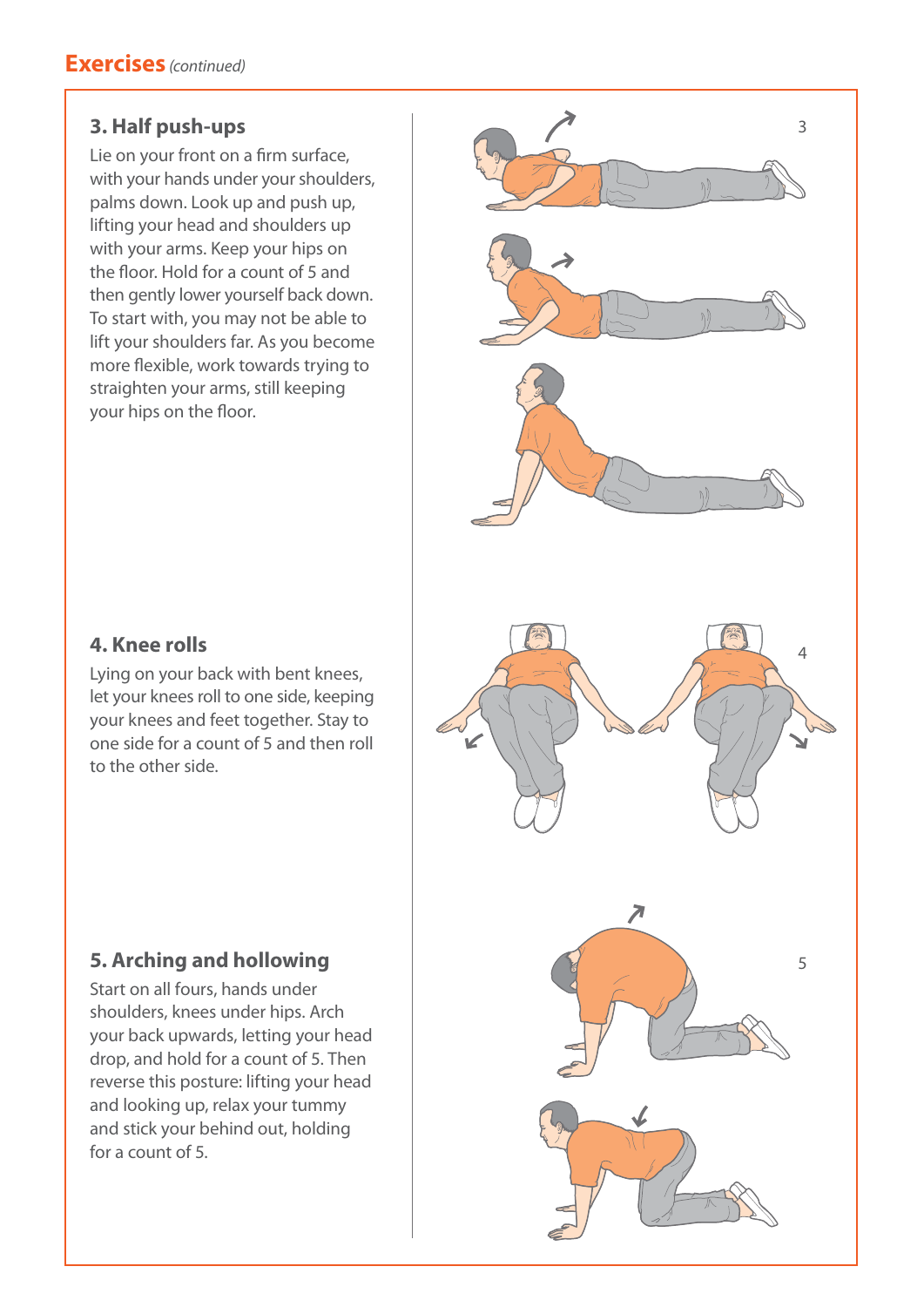## Exercises *(continued)*

### 3. Half push-ups

Lie on your front on a firm surface, with your hands under your shoulders, palms down. Look up and push up, lifting your head and shoulders up with your arms. Keep your hips on the floor. Hold for a count of 5 and then gently lower yourself back down. To start with, you may not be able to lift your shoulders far. As you become more flexible, work towards trying to straighten your arms, still keeping your hips on the floor.

3

### 4. Knee rolls

Lying on your back with bent knees, let your knees roll to one side, keeping your knees and feet together. Stay to one side for a count of 5 and then roll to the other side.

4

### 5. Arching and hollowing

Start on all fours, hands under shoulders, knees under hips. Arch your back upwards, letting your head drop, and hold for a count of 5. Then reverse this posture: lifting your head and looking up, relax your tummy and stick your behind out, holding for a count of 5.

5